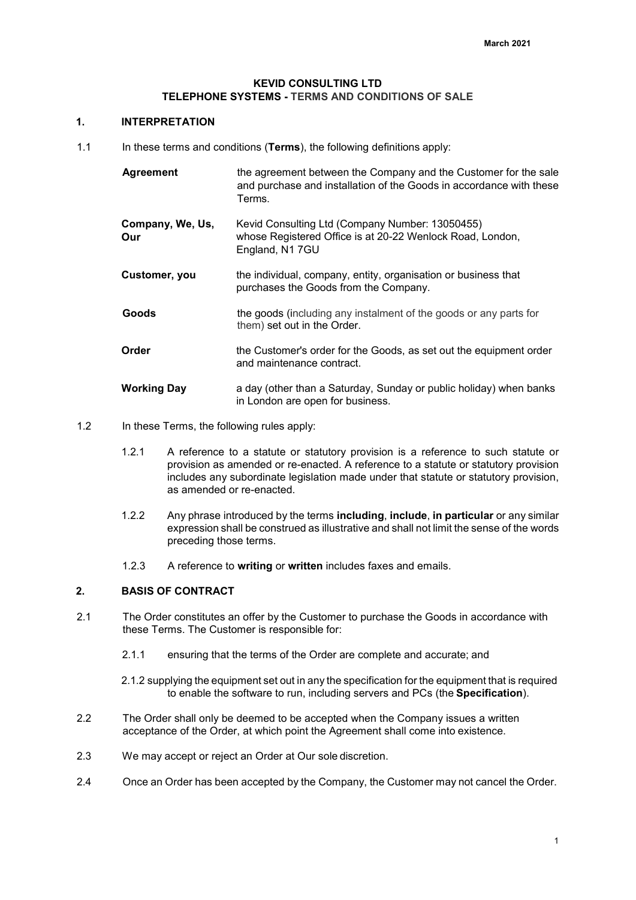March 2021

# KEVID CONSULTING LTD
## TELEPHONE SYSTEMS - TERMS AND CONDITIONS OF SALE

## 1. INTERPRETATION

1.1 In these terms and conditions (**Terms**), the following definitions apply:

| | |
|---|---|
| **Agreement** | the agreement between the Company and the Customer for the sale and purchase and installation of the Goods in accordance with these Terms. |
| **Company, We, Us, Our** | Kevid Consulting Ltd (Company Number: 13050455) whose Registered Office is at 20-22 Wenlock Road, London, England, N1 7GU |
| **Customer, you** | the individual, company, entity, organisation or business that purchases the Goods from the Company. |
| **Goods** | the goods (including any instalment of the goods or any parts for them) set out in the Order. |
| **Order** | the Customer's order for the Goods, as set out the equipment order and maintenance contract. |
| **Working Day** | a day (other than a Saturday, Sunday or public holiday) when banks in London are open for business. |

1.2 In these Terms, the following rules apply:

1.2.1 A reference to a statute or statutory provision is a reference to such statute or provision as amended or re-enacted. A reference to a statute or statutory provision includes any subordinate legislation made under that statute or statutory provision, as amended or re-enacted.

1.2.2 Any phrase introduced by the terms **including**, **include**, **in particular** or any similar expression shall be construed as illustrative and shall not limit the sense of the words preceding those terms.

1.2.3 A reference to **writing** or **written** includes faxes and emails.

## 2. BASIS OF CONTRACT

2.1 The Order constitutes an offer by the Customer to purchase the Goods in accordance with these Terms. The Customer is responsible for:

2.1.1 ensuring that the terms of the Order are complete and accurate; and

2.1.2 supplying the equipment set out in any the specification for the equipment that is required to enable the software to run, including servers and PCs (the **Specification**).

2.2 The Order shall only be deemed to be accepted when the Company issues a written acceptance of the Order, at which point the Agreement shall come into existence.

2.3 We may accept or reject an Order at Our sole discretion.

2.4 Once an Order has been accepted by the Company, the Customer may not cancel the Order.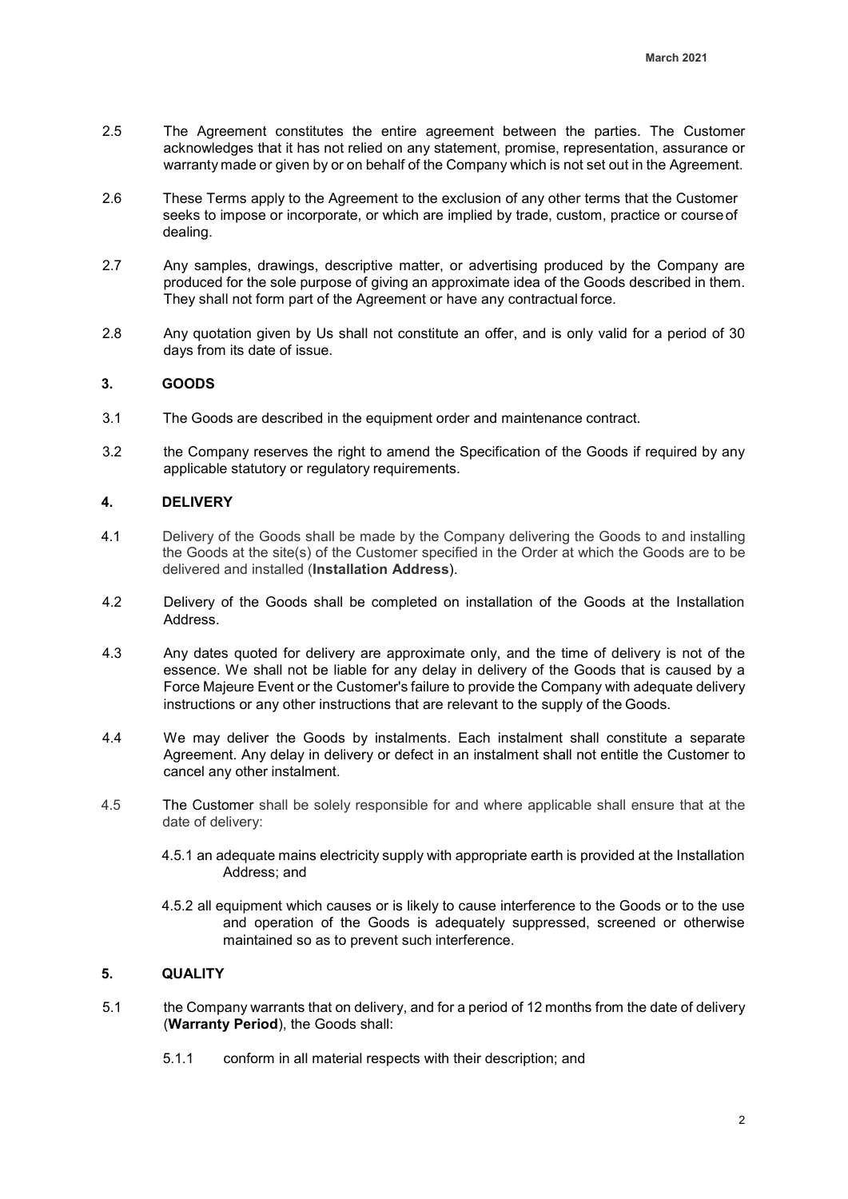2.5 The Agreement constitutes the entire agreement between the parties. The Customer acknowledges that it has not relied on any statement, promise, representation, assurance or warranty made or given by or on behalf of the Company which is not set out in the Agreement.

2.6 These Terms apply to the Agreement to the exclusion of any other terms that the Customer seeks to impose or incorporate, or which are implied by trade, custom, practice or course of dealing.

2.7 Any samples, drawings, descriptive matter, or advertising produced by the Company are produced for the sole purpose of giving an approximate idea of the Goods described in them. They shall not form part of the Agreement or have any contractual force.

2.8 Any quotation given by Us shall not constitute an offer, and is only valid for a period of 30 days from its date of issue.

## 3. GOODS

3.1 The Goods are described in the equipment order and maintenance contract.

3.2 the Company reserves the right to amend the Specification of the Goods if required by any applicable statutory or regulatory requirements.

## 4. DELIVERY

4.1 Delivery of the Goods shall be made by the Company delivering the Goods to and installing the Goods at the site(s) of the Customer specified in the Order at which the Goods are to be delivered and installed (**Installation Address**).

4.2 Delivery of the Goods shall be completed on installation of the Goods at the Installation Address.

4.3 Any dates quoted for delivery are approximate only, and the time of delivery is not of the essence. We shall not be liable for any delay in delivery of the Goods that is caused by a Force Majeure Event or the Customer's failure to provide the Company with adequate delivery instructions or any other instructions that are relevant to the supply of the Goods.

4.4 We may deliver the Goods by instalments. Each instalment shall constitute a separate Agreement. Any delay in delivery or defect in an instalment shall not entitle the Customer to cancel any other instalment.

4.5 The Customer shall be solely responsible for and where applicable shall ensure that at the date of delivery:

4.5.1 an adequate mains electricity supply with appropriate earth is provided at the Installation Address; and

4.5.2 all equipment which causes or is likely to cause interference to the Goods or to the use and operation of the Goods is adequately suppressed, screened or otherwise maintained so as to prevent such interference.

## 5. QUALITY

5.1 the Company warrants that on delivery, and for a period of 12 months from the date of delivery (**Warranty Period**), the Goods shall:

5.1.1 conform in all material respects with their description; and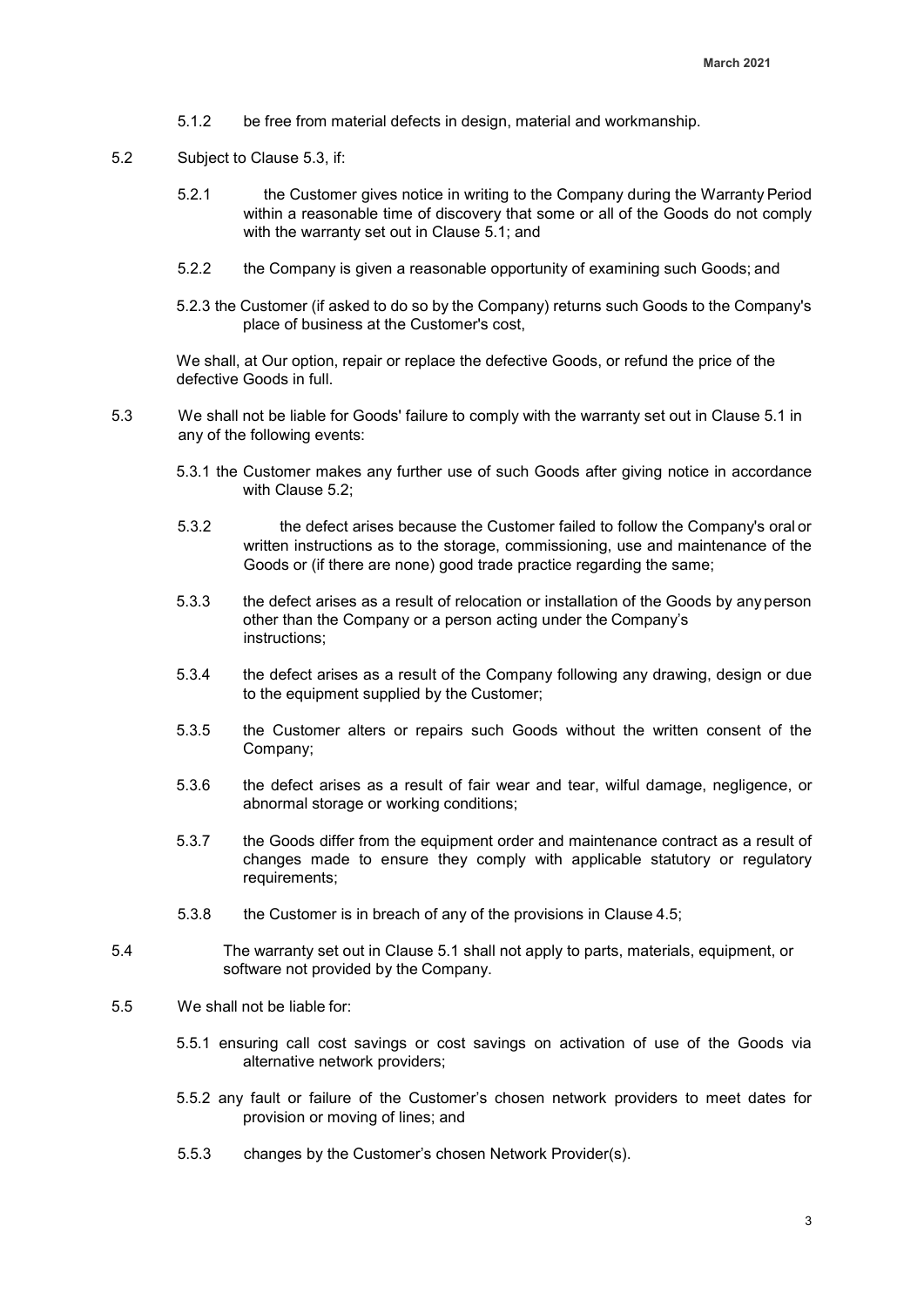5.1.2 be free from material defects in design, material and workmanship.

5.2 Subject to Clause 5.3, if:

5.2.1 the Customer gives notice in writing to the Company during the Warranty Period within a reasonable time of discovery that some or all of the Goods do not comply with the warranty set out in Clause 5.1; and

5.2.2 the Company is given a reasonable opportunity of examining such Goods; and

5.2.3 the Customer (if asked to do so by the Company) returns such Goods to the Company's place of business at the Customer's cost,

We shall, at Our option, repair or replace the defective Goods, or refund the price of the defective Goods in full.

5.3 We shall not be liable for Goods' failure to comply with the warranty set out in Clause 5.1 in any of the following events:

5.3.1 the Customer makes any further use of such Goods after giving notice in accordance with Clause 5.2;

5.3.2 the defect arises because the Customer failed to follow the Company's oral or written instructions as to the storage, commissioning, use and maintenance of the Goods or (if there are none) good trade practice regarding the same;

5.3.3 the defect arises as a result of relocation or installation of the Goods by any person other than the Company or a person acting under the Company's instructions;

5.3.4 the defect arises as a result of the Company following any drawing, design or due to the equipment supplied by the Customer;

5.3.5 the Customer alters or repairs such Goods without the written consent of the Company;

5.3.6 the defect arises as a result of fair wear and tear, wilful damage, negligence, or abnormal storage or working conditions;

5.3.7 the Goods differ from the equipment order and maintenance contract as a result of changes made to ensure they comply with applicable statutory or regulatory requirements;

5.3.8 the Customer is in breach of any of the provisions in Clause 4.5;

5.4 The warranty set out in Clause 5.1 shall not apply to parts, materials, equipment, or software not provided by the Company.

5.5 We shall not be liable for:

5.5.1 ensuring call cost savings or cost savings on activation of use of the Goods via alternative network providers;

5.5.2 any fault or failure of the Customer's chosen network providers to meet dates for provision or moving of lines; and

5.5.3 changes by the Customer's chosen Network Provider(s).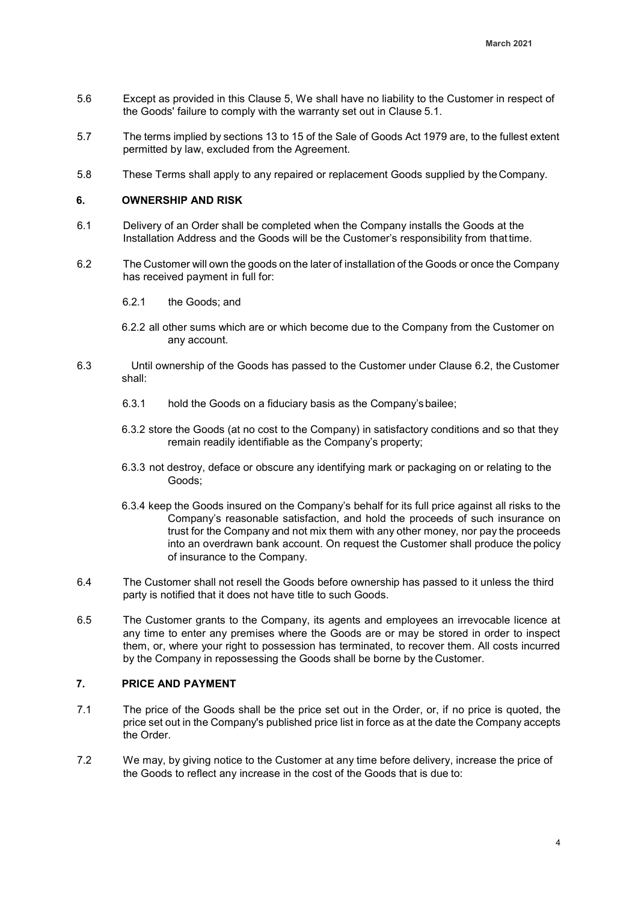5.6 Except as provided in this Clause 5, We shall have no liability to the Customer in respect of the Goods' failure to comply with the warranty set out in Clause 5.1.

5.7 The terms implied by sections 13 to 15 of the Sale of Goods Act 1979 are, to the fullest extent permitted by law, excluded from the Agreement.

5.8 These Terms shall apply to any repaired or replacement Goods supplied by the Company.

## 6. OWNERSHIP AND RISK

6.1 Delivery of an Order shall be completed when the Company installs the Goods at the Installation Address and the Goods will be the Customer's responsibility from that time.

6.2 The Customer will own the goods on the later of installation of the Goods or once the Company has received payment in full for:

6.2.1 the Goods; and

6.2.2 all other sums which are or which become due to the Company from the Customer on any account.

6.3 Until ownership of the Goods has passed to the Customer under Clause 6.2, the Customer shall:

6.3.1 hold the Goods on a fiduciary basis as the Company's bailee;

6.3.2 store the Goods (at no cost to the Company) in satisfactory conditions and so that they remain readily identifiable as the Company's property;

6.3.3 not destroy, deface or obscure any identifying mark or packaging on or relating to the Goods;

6.3.4 keep the Goods insured on the Company's behalf for its full price against all risks to the Company's reasonable satisfaction, and hold the proceeds of such insurance on trust for the Company and not mix them with any other money, nor pay the proceeds into an overdrawn bank account. On request the Customer shall produce the policy of insurance to the Company.

6.4 The Customer shall not resell the Goods before ownership has passed to it unless the third party is notified that it does not have title to such Goods.

6.5 The Customer grants to the Company, its agents and employees an irrevocable licence at any time to enter any premises where the Goods are or may be stored in order to inspect them, or, where your right to possession has terminated, to recover them. All costs incurred by the Company in repossessing the Goods shall be borne by the Customer.

## 7. PRICE AND PAYMENT

7.1 The price of the Goods shall be the price set out in the Order, or, if no price is quoted, the price set out in the Company's published price list in force as at the date the Company accepts the Order.

7.2 We may, by giving notice to the Customer at any time before delivery, increase the price of the Goods to reflect any increase in the cost of the Goods that is due to: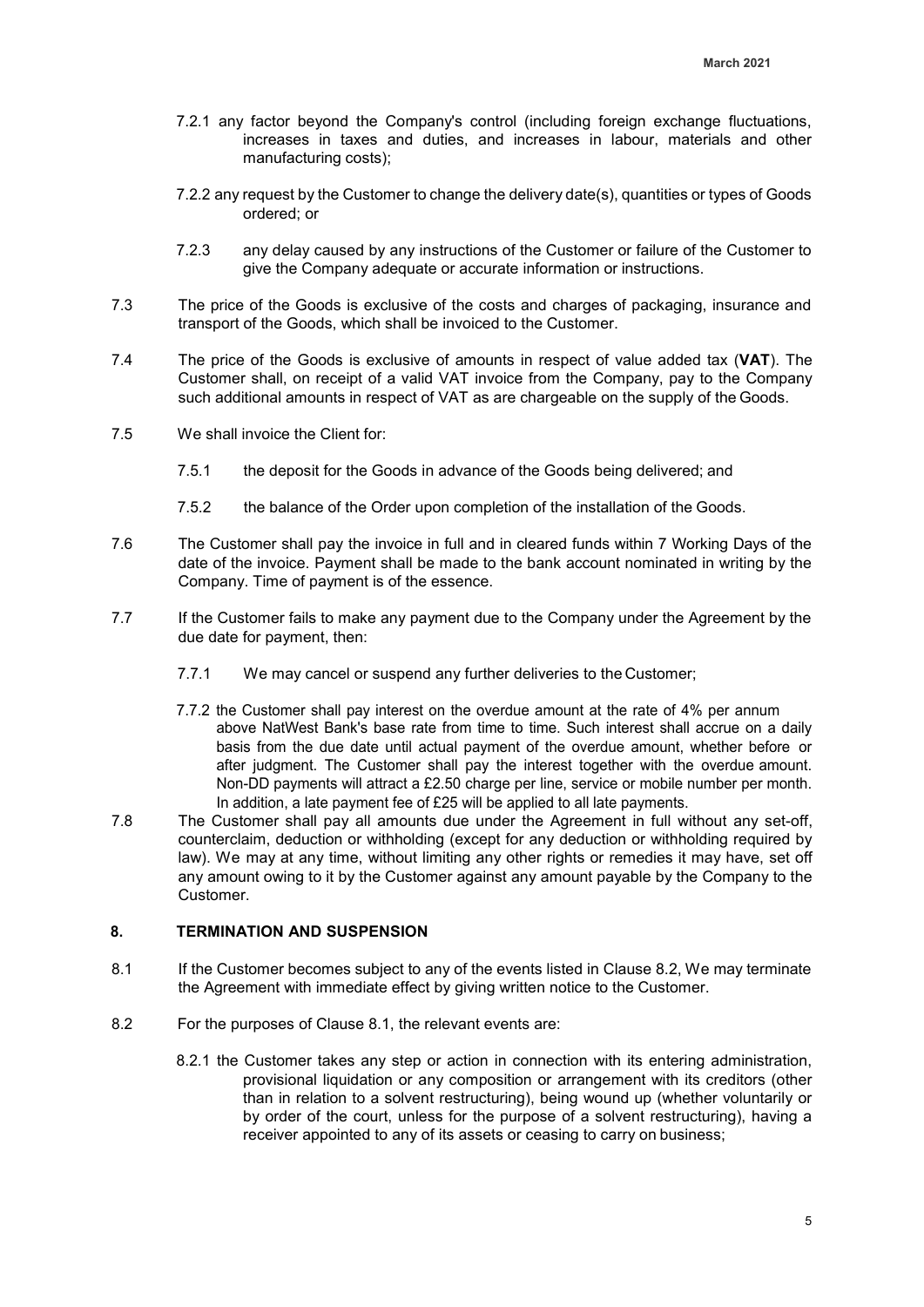7.2.1 any factor beyond the Company's control (including foreign exchange fluctuations, increases in taxes and duties, and increases in labour, materials and other manufacturing costs);

7.2.2 any request by the Customer to change the delivery date(s), quantities or types of Goods ordered; or

7.2.3 any delay caused by any instructions of the Customer or failure of the Customer to give the Company adequate or accurate information or instructions.

7.3 The price of the Goods is exclusive of the costs and charges of packaging, insurance and transport of the Goods, which shall be invoiced to the Customer.

7.4 The price of the Goods is exclusive of amounts in respect of value added tax (**VAT**). The Customer shall, on receipt of a valid VAT invoice from the Company, pay to the Company such additional amounts in respect of VAT as are chargeable on the supply of the Goods.

7.5 We shall invoice the Client for:

7.5.1 the deposit for the Goods in advance of the Goods being delivered; and

7.5.2 the balance of the Order upon completion of the installation of the Goods.

7.6 The Customer shall pay the invoice in full and in cleared funds within 7 Working Days of the date of the invoice. Payment shall be made to the bank account nominated in writing by the Company. Time of payment is of the essence.

7.7 If the Customer fails to make any payment due to the Company under the Agreement by the due date for payment, then:

7.7.1 We may cancel or suspend any further deliveries to the Customer;

7.7.2 the Customer shall pay interest on the overdue amount at the rate of 4% per annum above NatWest Bank's base rate from time to time. Such interest shall accrue on a daily basis from the due date until actual payment of the overdue amount, whether before or after judgment. The Customer shall pay the interest together with the overdue amount. Non-DD payments will attract a £2.50 charge per line, service or mobile number per month. In addition, a late payment fee of £25 will be applied to all late payments.

7.8 The Customer shall pay all amounts due under the Agreement in full without any set-off, counterclaim, deduction or withholding (except for any deduction or withholding required by law). We may at any time, without limiting any other rights or remedies it may have, set off any amount owing to it by the Customer against any amount payable by the Company to the Customer.

## 8. TERMINATION AND SUSPENSION

8.1 If the Customer becomes subject to any of the events listed in Clause 8.2, We may terminate the Agreement with immediate effect by giving written notice to the Customer.

8.2 For the purposes of Clause 8.1, the relevant events are:

8.2.1 the Customer takes any step or action in connection with its entering administration, provisional liquidation or any composition or arrangement with its creditors (other than in relation to a solvent restructuring), being wound up (whether voluntarily or by order of the court, unless for the purpose of a solvent restructuring), having a receiver appointed to any of its assets or ceasing to carry on business;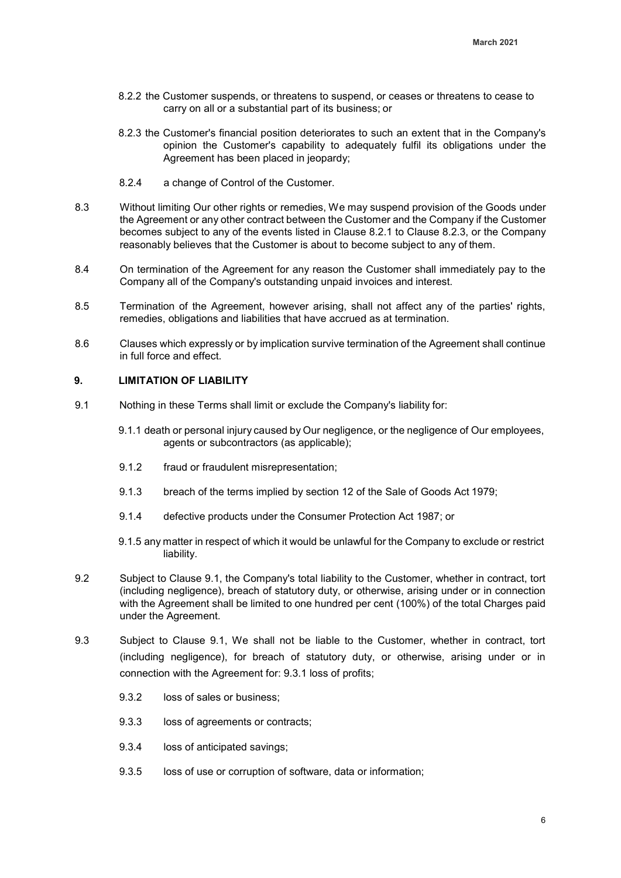8.2.2 the Customer suspends, or threatens to suspend, or ceases or threatens to cease to carry on all or a substantial part of its business; or

8.2.3 the Customer's financial position deteriorates to such an extent that in the Company's opinion the Customer's capability to adequately fulfil its obligations under the Agreement has been placed in jeopardy;

8.2.4 a change of Control of the Customer.

8.3 Without limiting Our other rights or remedies, We may suspend provision of the Goods under the Agreement or any other contract between the Customer and the Company if the Customer becomes subject to any of the events listed in Clause 8.2.1 to Clause 8.2.3, or the Company reasonably believes that the Customer is about to become subject to any of them.

8.4 On termination of the Agreement for any reason the Customer shall immediately pay to the Company all of the Company's outstanding unpaid invoices and interest.

8.5 Termination of the Agreement, however arising, shall not affect any of the parties' rights, remedies, obligations and liabilities that have accrued as at termination.

8.6 Clauses which expressly or by implication survive termination of the Agreement shall continue in full force and effect.

## 9. LIMITATION OF LIABILITY

9.1 Nothing in these Terms shall limit or exclude the Company's liability for:

9.1.1 death or personal injury caused by Our negligence, or the negligence of Our employees, agents or subcontractors (as applicable);

9.1.2 fraud or fraudulent misrepresentation;

9.1.3 breach of the terms implied by section 12 of the Sale of Goods Act 1979;

9.1.4 defective products under the Consumer Protection Act 1987; or

9.1.5 any matter in respect of which it would be unlawful for the Company to exclude or restrict liability.

9.2 Subject to Clause 9.1, the Company's total liability to the Customer, whether in contract, tort (including negligence), breach of statutory duty, or otherwise, arising under or in connection with the Agreement shall be limited to one hundred per cent (100%) of the total Charges paid under the Agreement.

9.3 Subject to Clause 9.1, We shall not be liable to the Customer, whether in contract, tort (including negligence), for breach of statutory duty, or otherwise, arising under or in connection with the Agreement for: 9.3.1 loss of profits;

9.3.2 loss of sales or business;

9.3.3 loss of agreements or contracts;

9.3.4 loss of anticipated savings;

9.3.5 loss of use or corruption of software, data or information;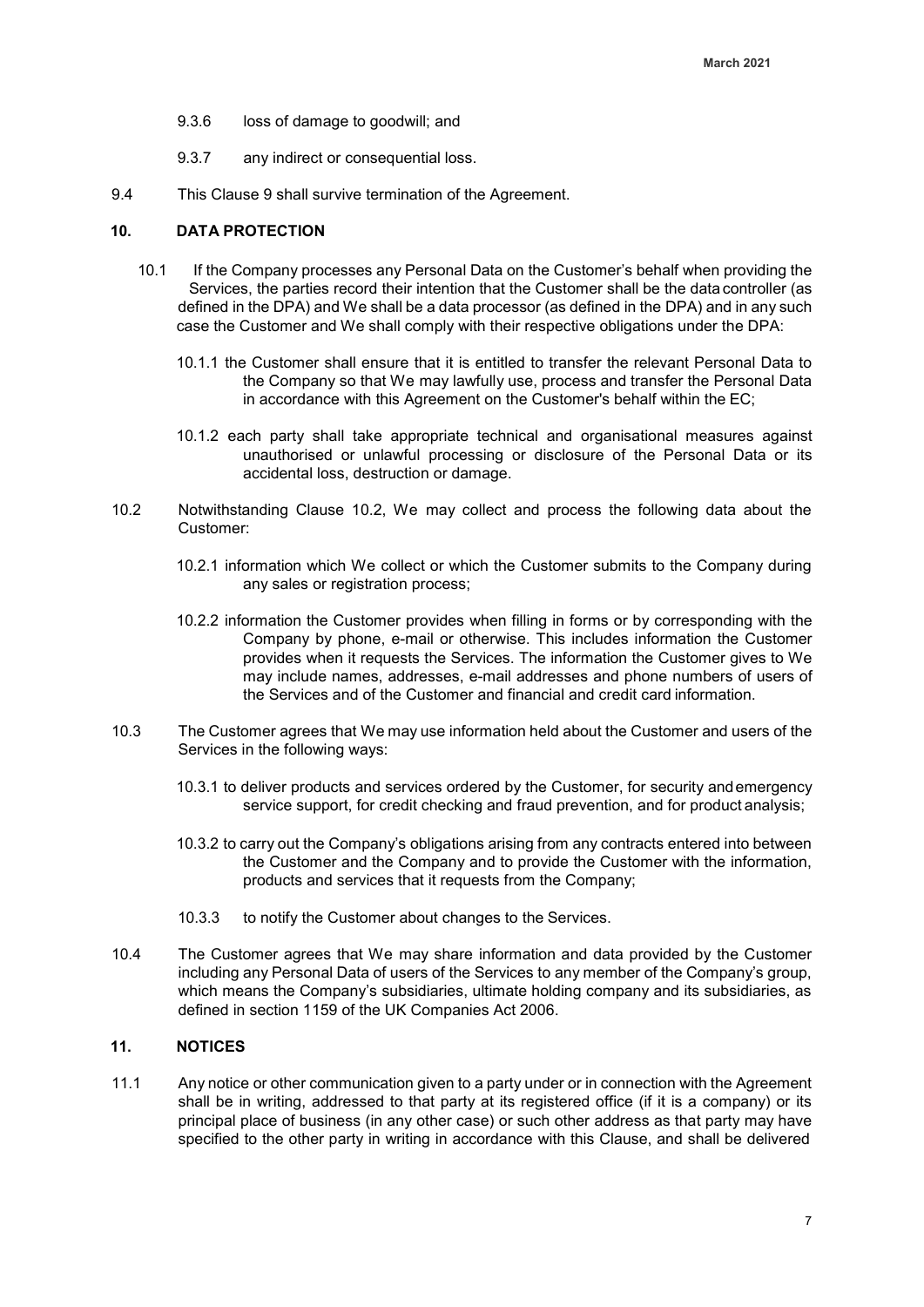9.3.6 loss of damage to goodwill; and

9.3.7 any indirect or consequential loss.

9.4 This Clause 9 shall survive termination of the Agreement.

## 10. DATA PROTECTION

10.1 If the Company processes any Personal Data on the Customer's behalf when providing the Services, the parties record their intention that the Customer shall be the data controller (as defined in the DPA) and We shall be a data processor (as defined in the DPA) and in any such case the Customer and We shall comply with their respective obligations under the DPA:

10.1.1 the Customer shall ensure that it is entitled to transfer the relevant Personal Data to the Company so that We may lawfully use, process and transfer the Personal Data in accordance with this Agreement on the Customer's behalf within the EC;

10.1.2 each party shall take appropriate technical and organisational measures against unauthorised or unlawful processing or disclosure of the Personal Data or its accidental loss, destruction or damage.

10.2 Notwithstanding Clause 10.2, We may collect and process the following data about the Customer:

10.2.1 information which We collect or which the Customer submits to the Company during any sales or registration process;

10.2.2 information the Customer provides when filling in forms or by corresponding with the Company by phone, e-mail or otherwise. This includes information the Customer provides when it requests the Services. The information the Customer gives to We may include names, addresses, e-mail addresses and phone numbers of users of the Services and of the Customer and financial and credit card information.

10.3 The Customer agrees that We may use information held about the Customer and users of the Services in the following ways:

10.3.1 to deliver products and services ordered by the Customer, for security and emergency service support, for credit checking and fraud prevention, and for product analysis;

10.3.2 to carry out the Company's obligations arising from any contracts entered into between the Customer and the Company and to provide the Customer with the information, products and services that it requests from the Company;

10.3.3 to notify the Customer about changes to the Services.

10.4 The Customer agrees that We may share information and data provided by the Customer including any Personal Data of users of the Services to any member of the Company's group, which means the Company's subsidiaries, ultimate holding company and its subsidiaries, as defined in section 1159 of the UK Companies Act 2006.

## 11. NOTICES

11.1 Any notice or other communication given to a party under or in connection with the Agreement shall be in writing, addressed to that party at its registered office (if it is a company) or its principal place of business (in any other case) or such other address as that party may have specified to the other party in writing in accordance with this Clause, and shall be delivered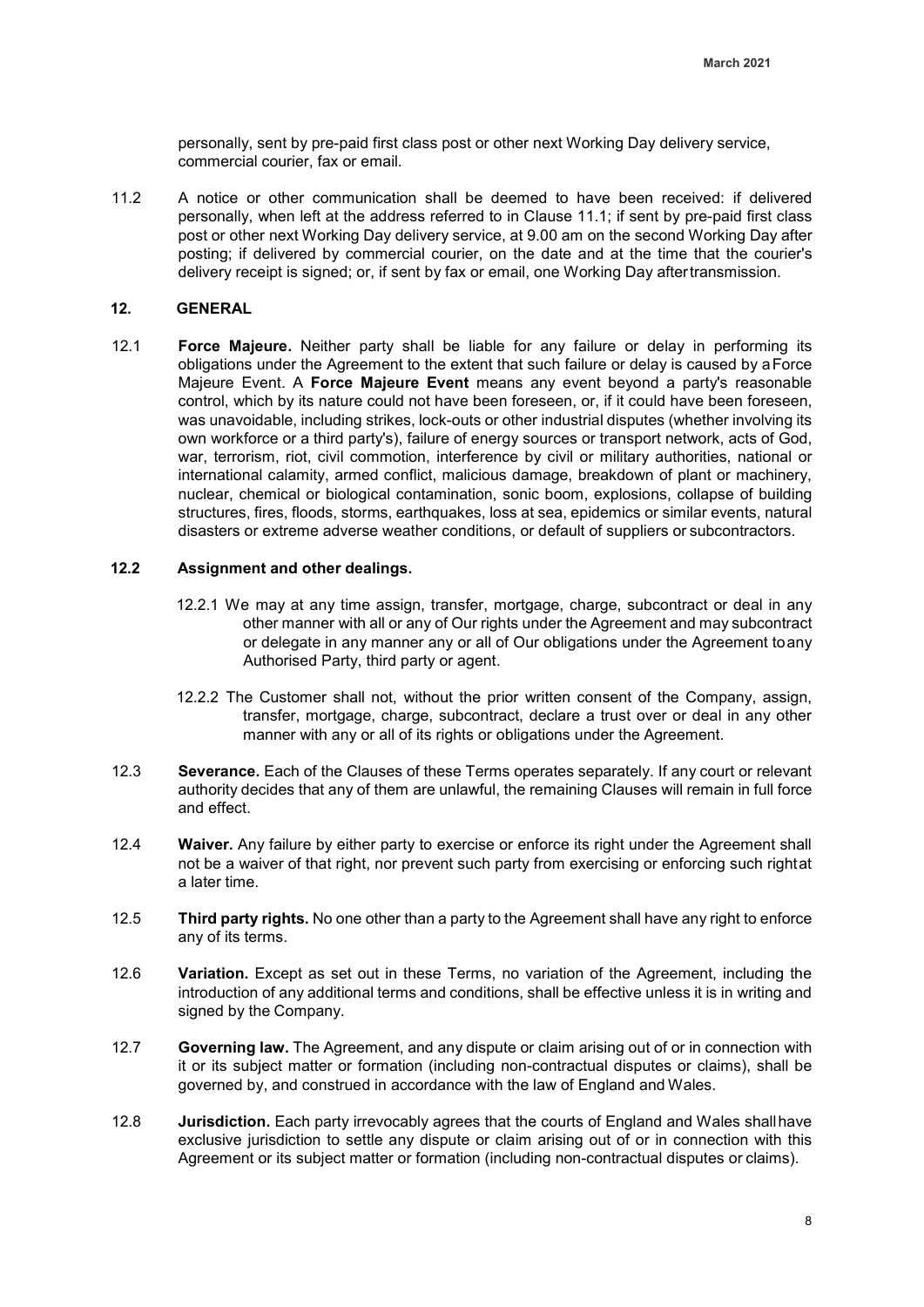personally, sent by pre-paid first class post or other next Working Day delivery service, commercial courier, fax or email.

11.2 A notice or other communication shall be deemed to have been received: if delivered personally, when left at the address referred to in Clause 11.1; if sent by pre-paid first class post or other next Working Day delivery service, at 9.00 am on the second Working Day after posting; if delivered by commercial courier, on the date and at the time that the courier's delivery receipt is signed; or, if sent by fax or email, one Working Day after transmission.

## 12. GENERAL

12.1 **Force Majeure.** Neither party shall be liable for any failure or delay in performing its obligations under the Agreement to the extent that such failure or delay is caused by a Force Majeure Event. A **Force Majeure Event** means any event beyond a party's reasonable control, which by its nature could not have been foreseen, or, if it could have been foreseen, was unavoidable, including strikes, lock-outs or other industrial disputes (whether involving its own workforce or a third party's), failure of energy sources or transport network, acts of God, war, terrorism, riot, civil commotion, interference by civil or military authorities, national or international calamity, armed conflict, malicious damage, breakdown of plant or machinery, nuclear, chemical or biological contamination, sonic boom, explosions, collapse of building structures, fires, floods, storms, earthquakes, loss at sea, epidemics or similar events, natural disasters or extreme adverse weather conditions, or default of suppliers or subcontractors.

**12.2 Assignment and other dealings.**

12.2.1 We may at any time assign, transfer, mortgage, charge, subcontract or deal in any other manner with all or any of Our rights under the Agreement and may subcontract or delegate in any manner any or all of Our obligations under the Agreement to any Authorised Party, third party or agent.

12.2.2 The Customer shall not, without the prior written consent of the Company, assign, transfer, mortgage, charge, subcontract, declare a trust over or deal in any other manner with any or all of its rights or obligations under the Agreement.

12.3 **Severance.** Each of the Clauses of these Terms operates separately. If any court or relevant authority decides that any of them are unlawful, the remaining Clauses will remain in full force and effect.

12.4 **Waiver.** Any failure by either party to exercise or enforce its right under the Agreement shall not be a waiver of that right, nor prevent such party from exercising or enforcing such right at a later time.

12.5 **Third party rights.** No one other than a party to the Agreement shall have any right to enforce any of its terms.

12.6 **Variation.** Except as set out in these Terms, no variation of the Agreement, including the introduction of any additional terms and conditions, shall be effective unless it is in writing and signed by the Company.

12.7 **Governing law.** The Agreement, and any dispute or claim arising out of or in connection with it or its subject matter or formation (including non-contractual disputes or claims), shall be governed by, and construed in accordance with the law of England and Wales.

12.8 **Jurisdiction.** Each party irrevocably agrees that the courts of England and Wales shall have exclusive jurisdiction to settle any dispute or claim arising out of or in connection with this Agreement or its subject matter or formation (including non-contractual disputes or claims).